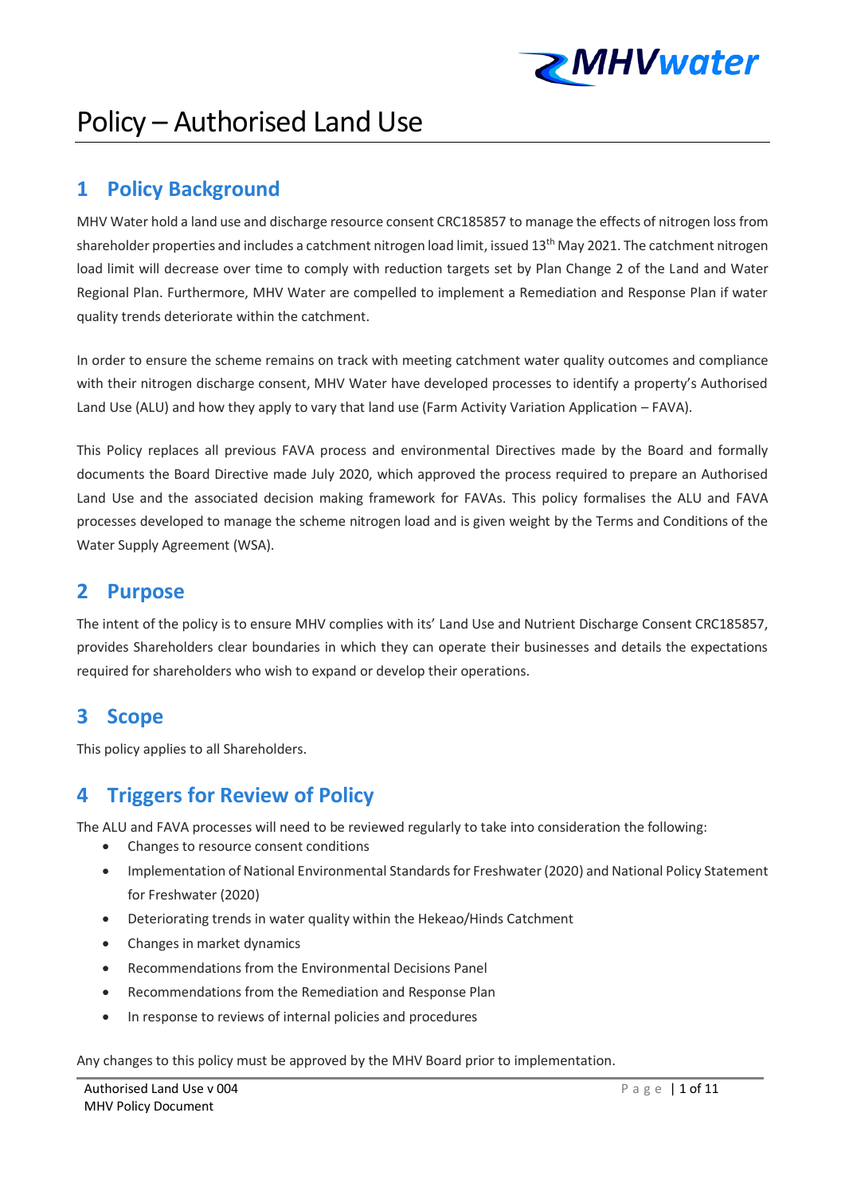# Policy – Authorised Land Use

## 1 Policy Background

MHV Water hold a land use and discharge resource consent CRC185857 to manage the effects of nitrogen loss from shareholder properties and includes a catchment nitrogen load limit, issued 13th May 2021. The catchment nitrogen load limit will decrease over time to comply with reduction targets set by Plan Change 2 of the Land and Water Regional Plan. Furthermore, MHV Water are compelled to implement a Remediation and Response Plan if water quality trends deteriorate within the catchment.

In order to ensure the scheme remains on track with meeting catchment water quality outcomes and compliance with their nitrogen discharge consent, MHV Water have developed processes to identify a property's Authorised Land Use (ALU) and how they apply to vary that land use (Farm Activity Variation Application – FAVA).

This Policy replaces all previous FAVA process and environmental Directives made by the Board and formally documents the Board Directive made July 2020, which approved the process required to prepare an Authorised Land Use and the associated decision making framework for FAVAs. This policy formalises the ALU and FAVA processes developed to manage the scheme nitrogen load and is given weight by the Terms and Conditions of the Water Supply Agreement (WSA).

## 2 Purpose

The intent of the policy is to ensure MHV complies with its' Land Use and Nutrient Discharge Consent CRC185857, provides Shareholders clear boundaries in which they can operate their businesses and details the expectations required for shareholders who wish to expand or develop their operations.

## 3 Scope

This policy applies to all Shareholders.

## 4 Triggers for Review of Policy

The ALU and FAVA processes will need to be reviewed regularly to take into consideration the following:

- Changes to resource consent conditions
- Implementation of National Environmental Standards for Freshwater (2020) and National Policy Statement for Freshwater (2020)
- Deteriorating trends in water quality within the Hekeao/Hinds Catchment
- Changes in market dynamics
- Recommendations from the Environmental Decisions Panel
- Recommendations from the Remediation and Response Plan
- In response to reviews of internal policies and procedures

Any changes to this policy must be approved by the MHV Board prior to implementation.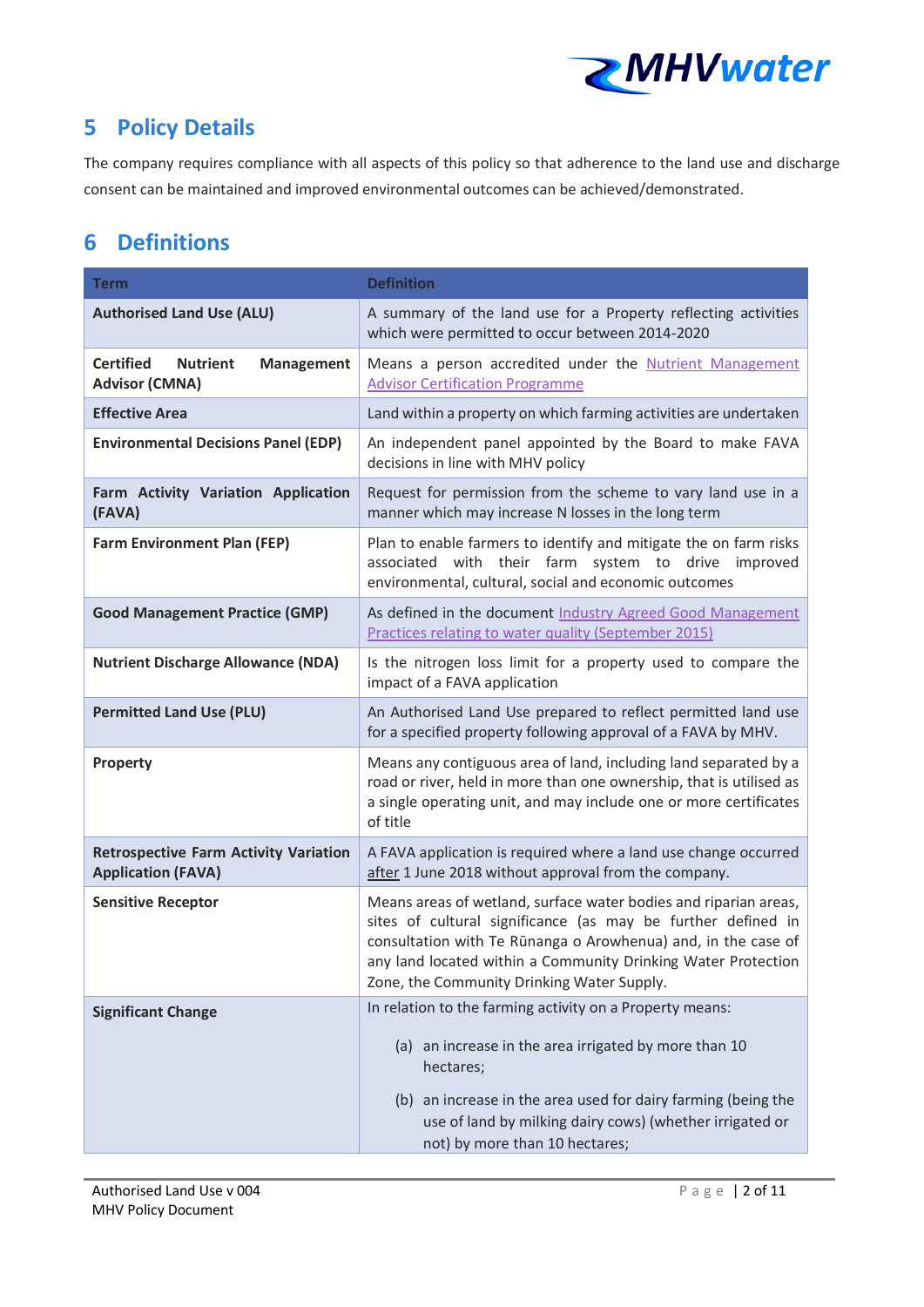## 5 Policy Details

The company requires compliance with all aspects of this policy so that adherence to the land use and discharge consent can be maintained and improved environmental outcomes can be achieved/demonstrated.

## 6 Definitions

| Term | Definition |
|---|---|
| **Authorised Land Use (ALU)** | A summary of the land use for a Property reflecting activities which were permitted to occur between 2014-2020 |
| **Certified Nutrient Management Advisor (CMNA)** | Means a person accredited under the Nutrient Management Advisor Certification Programme |
| **Effective Area** | Land within a property on which farming activities are undertaken |
| **Environmental Decisions Panel (EDP)** | An independent panel appointed by the Board to make FAVA decisions in line with MHV policy |
| **Farm Activity Variation Application (FAVA)** | Request for permission from the scheme to vary land use in a manner which may increase N losses in the long term |
| **Farm Environment Plan (FEP)** | Plan to enable farmers to identify and mitigate the on farm risks associated with their farm system to drive improved environmental, cultural, social and economic outcomes |
| **Good Management Practice (GMP)** | As defined in the document Industry Agreed Good Management Practices relating to water quality (September 2015) |
| **Nutrient Discharge Allowance (NDA)** | Is the nitrogen loss limit for a property used to compare the impact of a FAVA application |
| **Permitted Land Use (PLU)** | An Authorised Land Use prepared to reflect permitted land use for a specified property following approval of a FAVA by MHV. |
| **Property** | Means any contiguous area of land, including land separated by a road or river, held in more than one ownership, that is utilised as a single operating unit, and may include one or more certificates of title |
| **Retrospective Farm Activity Variation Application (FAVA)** | A FAVA application is required where a land use change occurred after 1 June 2018 without approval from the company. |
| **Sensitive Receptor** | Means areas of wetland, surface water bodies and riparian areas, sites of cultural significance (as may be further defined in consultation with Te Rūnanga o Arowhenua) and, in the case of any land located within a Community Drinking Water Protection Zone, the Community Drinking Water Supply. |
| **Significant Change** | In relation to the farming activity on a Property means:<br>(a) an increase in the area irrigated by more than 10 hectares;<br>(b) an increase in the area used for dairy farming (being the use of land by milking dairy cows) (whether irrigated or not) by more than 10 hectares; |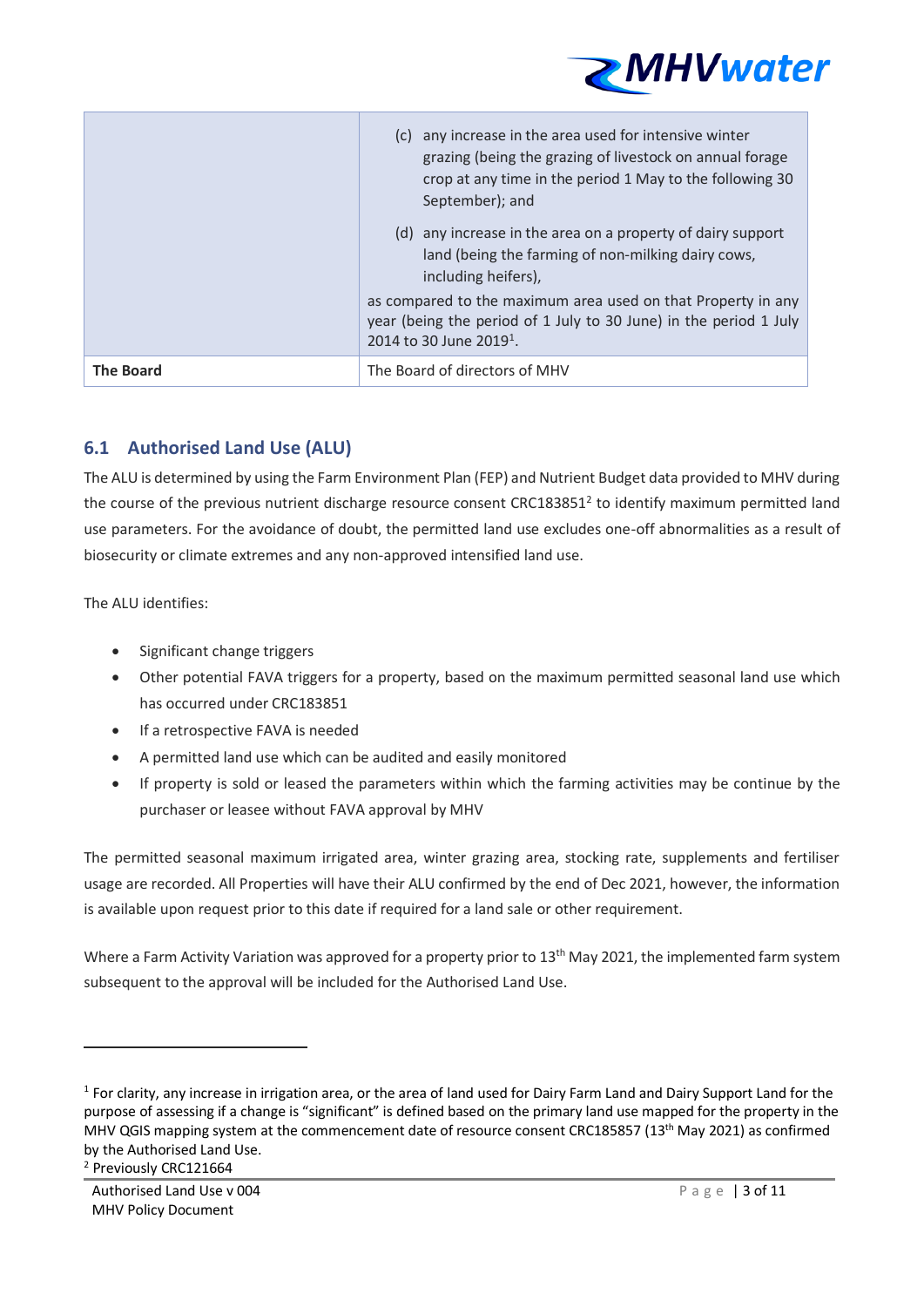| | |
|---|---|
| | (c) any increase in the area used for intensive winter grazing (being the grazing of livestock on annual forage crop at any time in the period 1 May to the following 30 September); and<br><br>(d) any increase in the area on a property of dairy support land (being the farming of non-milking dairy cows, including heifers),<br><br>as compared to the maximum area used on that Property in any year (being the period of 1 July to 30 June) in the period 1 July 2014 to 30 June 2019[1]. |
| **The Board** | The Board of directors of MHV |

## 6.1 Authorised Land Use (ALU)

The ALU is determined by using the Farm Environment Plan (FEP) and Nutrient Budget data provided to MHV during the course of the previous nutrient discharge resource consent CRC183851[2] to identify maximum permitted land use parameters. For the avoidance of doubt, the permitted land use excludes one-off abnormalities as a result of biosecurity or climate extremes and any non-approved intensified land use.

The ALU identifies:

- Significant change triggers
- Other potential FAVA triggers for a property, based on the maximum permitted seasonal land use which has occurred under CRC183851
- If a retrospective FAVA is needed
- A permitted land use which can be audited and easily monitored
- If property is sold or leased the parameters within which the farming activities may be continue by the purchaser or leasee without FAVA approval by MHV

The permitted seasonal maximum irrigated area, winter grazing area, stocking rate, supplements and fertiliser usage are recorded. All Properties will have their ALU confirmed by the end of Dec 2021, however, the information is available upon request prior to this date if required for a land sale or other requirement.

Where a Farm Activity Variation was approved for a property prior to 13th May 2021, the implemented farm system subsequent to the approval will be included for the Authorised Land Use.

---

[1] For clarity, any increase in irrigation area, or the area of land used for Dairy Farm Land and Dairy Support Land for the purpose of assessing if a change is "significant" is defined based on the primary land use mapped for the property in the MHV QGIS mapping system at the commencement date of resource consent CRC185857 (13th May 2021) as confirmed by the Authorised Land Use.

[2] Previously CRC121664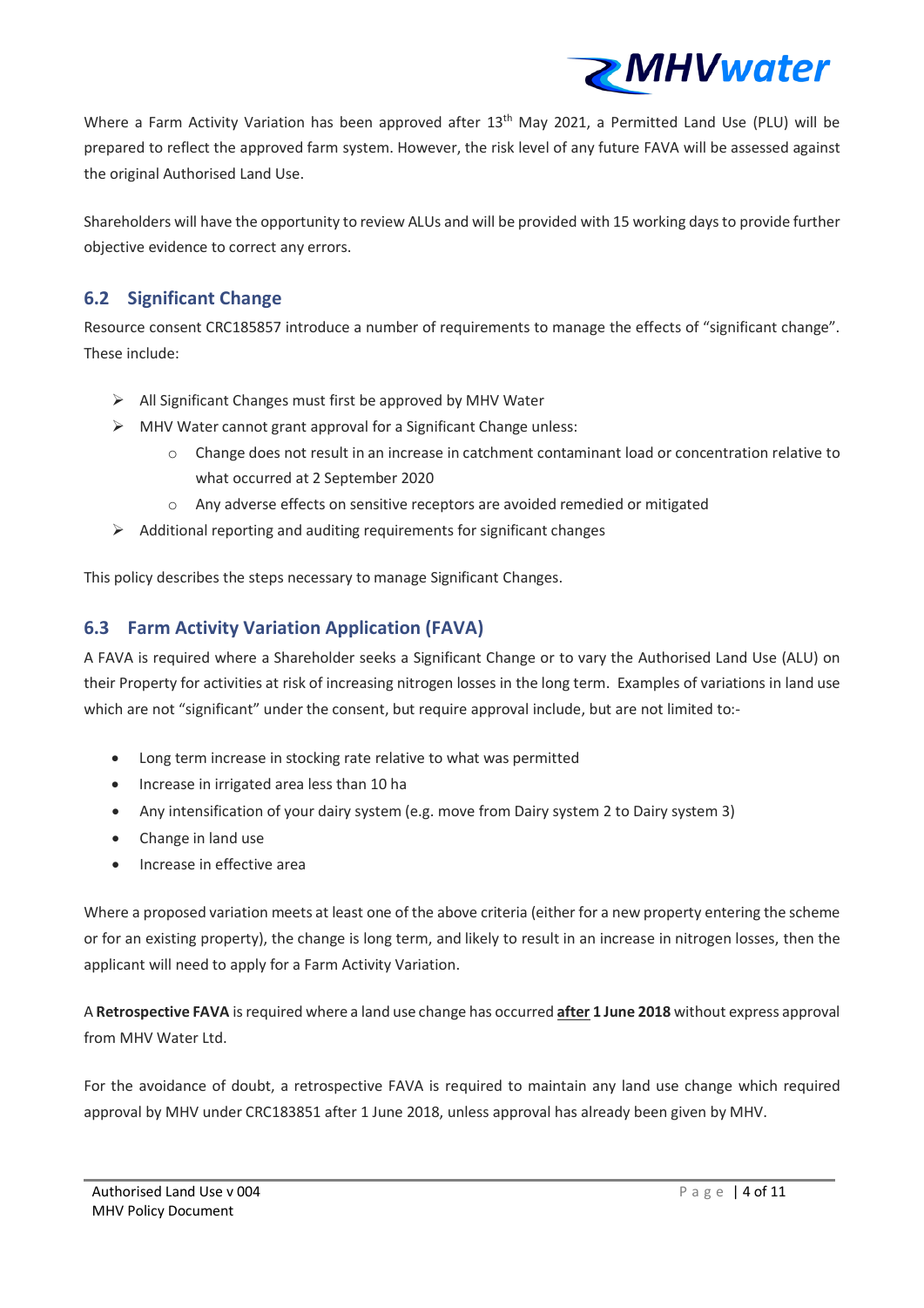Where a Farm Activity Variation has been approved after 13th May 2021, a Permitted Land Use (PLU) will be prepared to reflect the approved farm system. However, the risk level of any future FAVA will be assessed against the original Authorised Land Use.

Shareholders will have the opportunity to review ALUs and will be provided with 15 working days to provide further objective evidence to correct any errors.

## 6.2 Significant Change

Resource consent CRC185857 introduce a number of requirements to manage the effects of "significant change". These include:

- All Significant Changes must first be approved by MHV Water
- MHV Water cannot grant approval for a Significant Change unless:
    - Change does not result in an increase in catchment contaminant load or concentration relative to what occurred at 2 September 2020
    - Any adverse effects on sensitive receptors are avoided remedied or mitigated
- Additional reporting and auditing requirements for significant changes

This policy describes the steps necessary to manage Significant Changes.

## 6.3 Farm Activity Variation Application (FAVA)

A FAVA is required where a Shareholder seeks a Significant Change or to vary the Authorised Land Use (ALU) on their Property for activities at risk of increasing nitrogen losses in the long term. Examples of variations in land use which are not "significant" under the consent, but require approval include, but are not limited to:-

- Long term increase in stocking rate relative to what was permitted
- Increase in irrigated area less than 10 ha
- Any intensification of your dairy system (e.g. move from Dairy system 2 to Dairy system 3)
- Change in land use
- Increase in effective area

Where a proposed variation meets at least one of the above criteria (either for a new property entering the scheme or for an existing property), the change is long term, and likely to result in an increase in nitrogen losses, then the applicant will need to apply for a Farm Activity Variation.

A **Retrospective FAVA** is required where a land use change has occurred **<u>after</u> 1 June 2018** without express approval from MHV Water Ltd.

For the avoidance of doubt, a retrospective FAVA is required to maintain any land use change which required approval by MHV under CRC183851 after 1 June 2018, unless approval has already been given by MHV.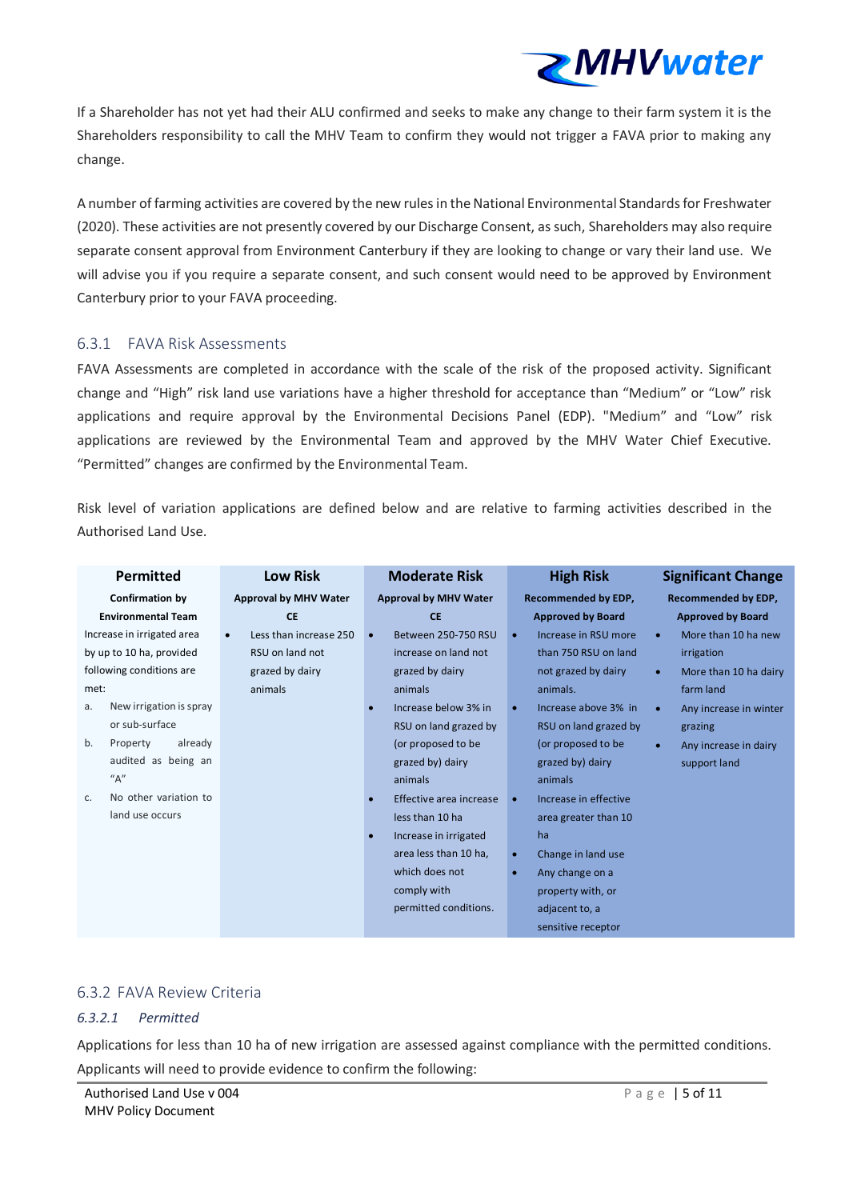If a Shareholder has not yet had their ALU confirmed and seeks to make any change to their farm system it is the Shareholders responsibility to call the MHV Team to confirm they would not trigger a FAVA prior to making any change.

A number of farming activities are covered by the new rules in the National Environmental Standards for Freshwater (2020). These activities are not presently covered by our Discharge Consent, as such, Shareholders may also require separate consent approval from Environment Canterbury if they are looking to change or vary their land use. We will advise you if you require a separate consent, and such consent would need to be approved by Environment Canterbury prior to your FAVA proceeding.

### 6.3.1 FAVA Risk Assessments

FAVA Assessments are completed in accordance with the scale of the risk of the proposed activity. Significant change and "High" risk land use variations have a higher threshold for acceptance than "Medium" or "Low" risk applications and require approval by the Environmental Decisions Panel (EDP). "Medium" and "Low" risk applications are reviewed by the Environmental Team and approved by the MHV Water Chief Executive. "Permitted" changes are confirmed by the Environmental Team.

Risk level of variation applications are defined below and are relative to farming activities described in the Authorised Land Use.

| Permitted | Low Risk | Moderate Risk | High Risk | Significant Change |
|---|---|---|---|---|
| **Confirmation by Environmental Team** | **Approval by MHV Water CE** | **Approval by MHV Water CE** | **Recommended by EDP, Approved by Board** | **Recommended by EDP, Approved by Board** |
| Increase in irrigated area by up to 10 ha, provided following conditions are met:<br>a. New irrigation is spray or sub-surface<br>b. Property already audited as being an "A"<br>c. No other variation to land use occurs | • Less than increase 250 RSU on land not grazed by dairy animals | • Between 250-750 RSU increase on land not grazed by dairy animals<br>• Increase below 3% in RSU on land grazed by (or proposed to be grazed by) dairy animals<br>• Effective area increase less than 10 ha<br>• Increase in irrigated area less than 10 ha, which does not comply with permitted conditions. | • Increase in RSU more than 750 RSU on land not grazed by dairy animals.<br>• Increase above 3% in RSU on land grazed by (or proposed to be grazed by) dairy animals<br>• Increase in effective area greater than 10 ha<br>• Change in land use<br>• Any change on a property with, or adjacent to, a sensitive receptor | • More than 10 ha new irrigation<br>• More than 10 ha dairy farm land<br>• Any increase in winter grazing<br>• Any increase in dairy support land |

### 6.3.2 FAVA Review Criteria

#### *6.3.2.1 Permitted*

Applications for less than 10 ha of new irrigation are assessed against compliance with the permitted conditions. Applicants will need to provide evidence to confirm the following: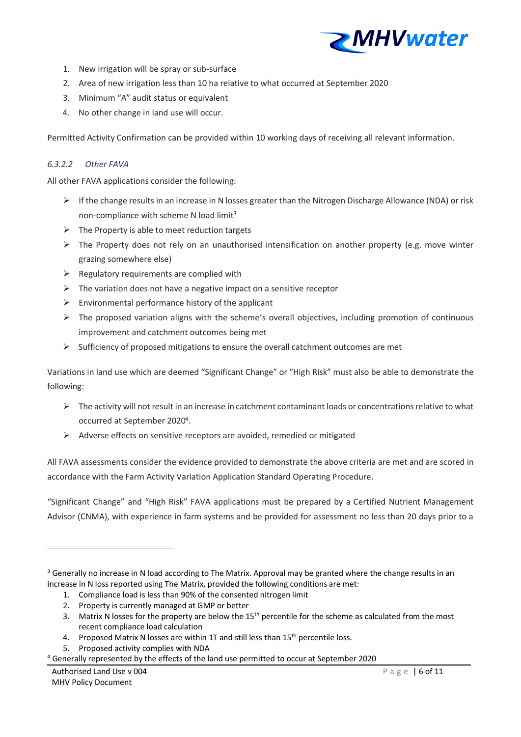1. New irrigation will be spray or sub-surface
2. Area of new irrigation less than 10 ha relative to what occurred at September 2020
3. Minimum "A" audit status or equivalent
4. No other change in land use will occur.

Permitted Activity Confirmation can be provided within 10 working days of receiving all relevant information.

#### *6.3.2.2 Other FAVA*

All other FAVA applications consider the following:

- If the change results in an increase in N losses greater than the Nitrogen Discharge Allowance (NDA) or risk non-compliance with scheme N load limit[3]
- The Property is able to meet reduction targets
- The Property does not rely on an unauthorised intensification on another property (e.g. move winter grazing somewhere else)
- Regulatory requirements are complied with
- The variation does not have a negative impact on a sensitive receptor
- Environmental performance history of the applicant
- The proposed variation aligns with the scheme's overall objectives, including promotion of continuous improvement and catchment outcomes being met
- Sufficiency of proposed mitigations to ensure the overall catchment outcomes are met

Variations in land use which are deemed "Significant Change" or "High Risk" must also be able to demonstrate the following:

- The activity will not result in an increase in catchment contaminant loads or concentrations relative to what occurred at September 2020[4].
- Adverse effects on sensitive receptors are avoided, remedied or mitigated

All FAVA assessments consider the evidence provided to demonstrate the above criteria are met and are scored in accordance with the Farm Activity Variation Application Standard Operating Procedure.

"Significant Change" and "High Risk" FAVA applications must be prepared by a Certified Nutrient Management Advisor (CNMA), with experience in farm systems and be provided for assessment no less than 20 days prior to a

---

[3] Generally no increase in N load according to The Matrix. Approval may be granted where the change results in an increase in N loss reported using The Matrix, provided the following conditions are met:

1. Compliance load is less than 90% of the consented nitrogen limit
2. Property is currently managed at GMP or better
3. Matrix N losses for the property are below the 15th percentile for the scheme as calculated from the most recent compliance load calculation
4. Proposed Matrix N losses are within 1T and still less than 15th percentile loss.
5. Proposed activity complies with NDA

[4] Generally represented by the effects of the land use permitted to occur at September 2020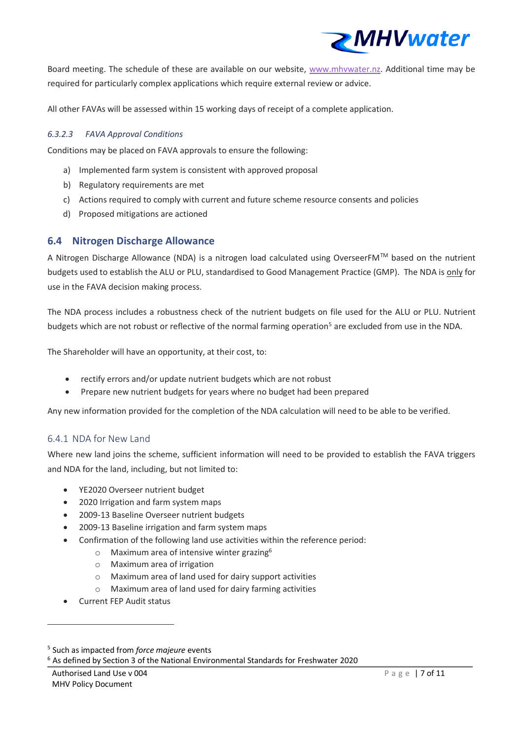Board meeting. The schedule of these are available on our website, [www.mhvwater.nz](http://www.mhvwater.nz). Additional time may be required for particularly complex applications which require external review or advice.

All other FAVAs will be assessed within 15 working days of receipt of a complete application.

#### *6.3.2.3 FAVA Approval Conditions*

Conditions may be placed on FAVA approvals to ensure the following:

a) Implemented farm system is consistent with approved proposal
b) Regulatory requirements are met
c) Actions required to comply with current and future scheme resource consents and policies
d) Proposed mitigations are actioned

## 6.4 Nitrogen Discharge Allowance

A Nitrogen Discharge Allowance (NDA) is a nitrogen load calculated using OverseerFM™ based on the nutrient budgets used to establish the ALU or PLU, standardised to Good Management Practice (GMP). The NDA is <u>only</u> for use in the FAVA decision making process.

The NDA process includes a robustness check of the nutrient budgets on file used for the ALU or PLU. Nutrient budgets which are not robust or reflective of the normal farming operation[5] are excluded from use in the NDA.

The Shareholder will have an opportunity, at their cost, to:

- rectify errors and/or update nutrient budgets which are not robust
- Prepare new nutrient budgets for years where no budget had been prepared

Any new information provided for the completion of the NDA calculation will need to be able to be verified.

### 6.4.1 NDA for New Land

Where new land joins the scheme, sufficient information will need to be provided to establish the FAVA triggers and NDA for the land, including, but not limited to:

- YE2020 Overseer nutrient budget
- 2020 Irrigation and farm system maps
- 2009-13 Baseline Overseer nutrient budgets
- 2009-13 Baseline irrigation and farm system maps
- Confirmation of the following land use activities within the reference period:
  - Maximum area of intensive winter grazing[6]
  - Maximum area of irrigation
  - Maximum area of land used for dairy support activities
  - Maximum area of land used for dairy farming activities
- Current FEP Audit status

---

[5] Such as impacted from *force majeure* events

[6] As defined by Section 3 of the National Environmental Standards for Freshwater 2020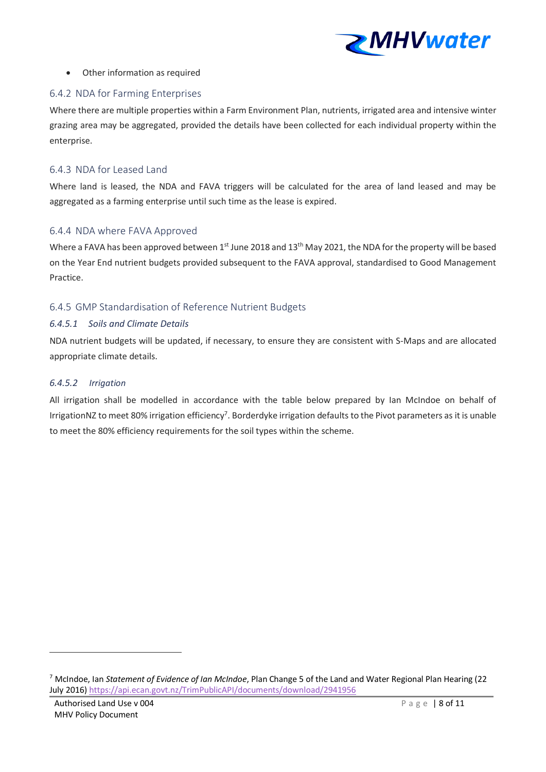- Other information as required

### 6.4.2 NDA for Farming Enterprises

Where there are multiple properties within a Farm Environment Plan, nutrients, irrigated area and intensive winter grazing area may be aggregated, provided the details have been collected for each individual property within the enterprise.

### 6.4.3 NDA for Leased Land

Where land is leased, the NDA and FAVA triggers will be calculated for the area of land leased and may be aggregated as a farming enterprise until such time as the lease is expired.

### 6.4.4 NDA where FAVA Approved

Where a FAVA has been approved between 1st June 2018 and 13th May 2021, the NDA for the property will be based on the Year End nutrient budgets provided subsequent to the FAVA approval, standardised to Good Management Practice.

### 6.4.5 GMP Standardisation of Reference Nutrient Budgets

#### *6.4.5.1 Soils and Climate Details*

NDA nutrient budgets will be updated, if necessary, to ensure they are consistent with S-Maps and are allocated appropriate climate details.

#### *6.4.5.2 Irrigation*

All irrigation shall be modelled in accordance with the table below prepared by Ian McIndoe on behalf of IrrigationNZ to meet 80% irrigation efficiency[7]. Borderdyke irrigation defaults to the Pivot parameters as it is unable to meet the 80% efficiency requirements for the soil types within the scheme.

---

[7] McIndoe, Ian *Statement of Evidence of Ian McIndoe*, Plan Change 5 of the Land and Water Regional Plan Hearing (22 July 2016) https://api.ecan.govt.nz/TrimPublicAPI/documents/download/2941956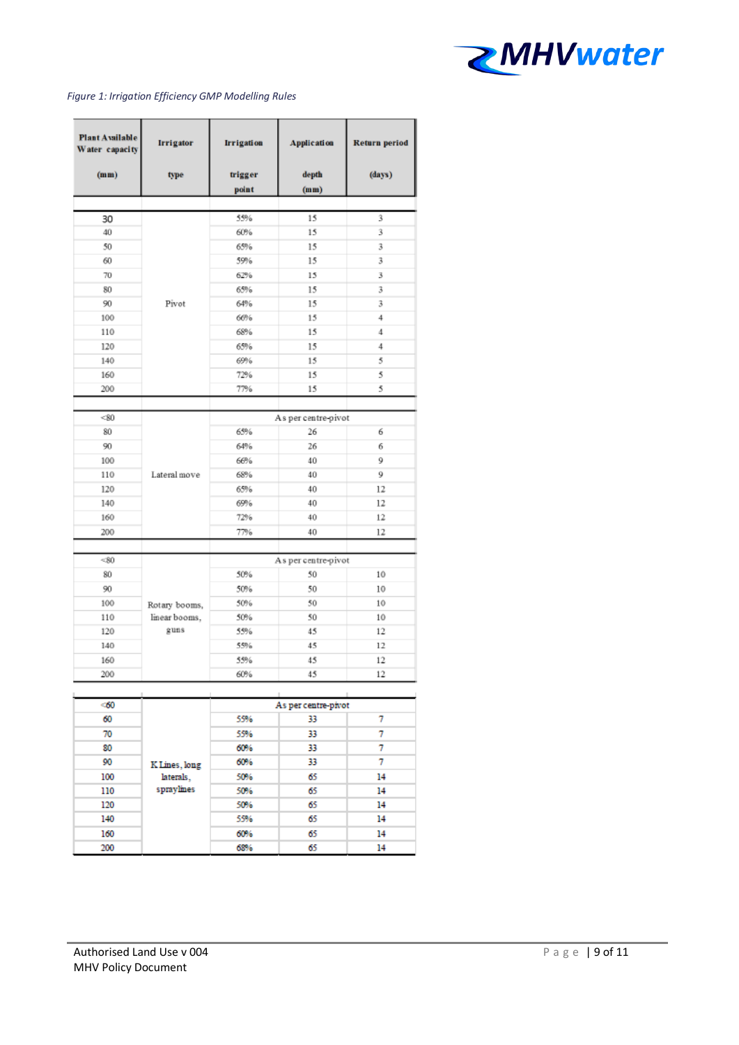*Figure 1: Irrigation Efficiency GMP Modelling Rules*

| Plant Available Water capacity (mm) | Irrigator type | Irrigation trigger point | Application depth (mm) | Return period (days) |
|---|---|---|---|---|
| 30 | Pivot | 55% | 15 | 3 |
| 40 | | 60% | 15 | 3 |
| 50 | | 65% | 15 | 3 |
| 60 | | 59% | 15 | 3 |
| 70 | | 62% | 15 | 3 |
| 80 | | 65% | 15 | 3 |
| 90 | | 64% | 15 | 3 |
| 100 | | 66% | 15 | 4 |
| 110 | | 68% | 15 | 4 |
| 120 | | 65% | 15 | 4 |
| 140 | | 69% | 15 | 5 |
| 160 | | 72% | 15 | 5 |
| 200 | | 77% | 15 | 5 |
| <80 | Lateral move | As per centre-pivot | | |
| 80 | | 65% | 26 | 6 |
| 90 | | 64% | 26 | 6 |
| 100 | | 66% | 40 | 9 |
| 110 | | 68% | 40 | 9 |
| 120 | | 65% | 40 | 12 |
| 140 | | 69% | 40 | 12 |
| 160 | | 72% | 40 | 12 |
| 200 | | 77% | 40 | 12 |
| <80 | Rotary booms, linear booms, guns | As per centre-pivot | | |
| 80 | | 50% | 50 | 10 |
| 90 | | 50% | 50 | 10 |
| 100 | | 50% | 50 | 10 |
| 110 | | 50% | 50 | 10 |
| 120 | | 55% | 45 | 12 |
| 140 | | 55% | 45 | 12 |
| 160 | | 55% | 45 | 12 |
| 200 | | 60% | 45 | 12 |
| <60 | K Lines, long laterals, spraylines | As per centre-pivot | | |
| 60 | | 55% | 33 | 7 |
| 70 | | 55% | 33 | 7 |
| 80 | | 60% | 33 | 7 |
| 90 | | 60% | 33 | 7 |
| 100 | | 50% | 65 | 14 |
| 110 | | 50% | 65 | 14 |
| 120 | | 50% | 65 | 14 |
| 140 | | 55% | 65 | 14 |
| 160 | | 60% | 65 | 14 |
| 200 | | 68% | 65 | 14 |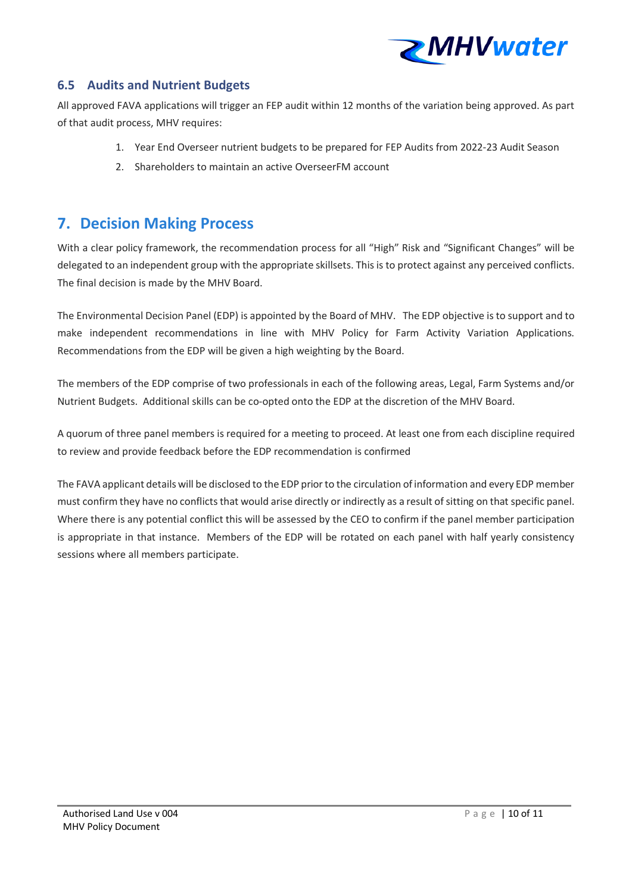### 6.5 Audits and Nutrient Budgets

All approved FAVA applications will trigger an FEP audit within 12 months of the variation being approved. As part of that audit process, MHV requires:

1. Year End Overseer nutrient budgets to be prepared for FEP Audits from 2022-23 Audit Season
2. Shareholders to maintain an active OverseerFM account

## 7. Decision Making Process

With a clear policy framework, the recommendation process for all "High" Risk and "Significant Changes" will be delegated to an independent group with the appropriate skillsets. This is to protect against any perceived conflicts. The final decision is made by the MHV Board.

The Environmental Decision Panel (EDP) is appointed by the Board of MHV. The EDP objective is to support and to make independent recommendations in line with MHV Policy for Farm Activity Variation Applications. Recommendations from the EDP will be given a high weighting by the Board.

The members of the EDP comprise of two professionals in each of the following areas, Legal, Farm Systems and/or Nutrient Budgets. Additional skills can be co-opted onto the EDP at the discretion of the MHV Board.

A quorum of three panel members is required for a meeting to proceed. At least one from each discipline required to review and provide feedback before the EDP recommendation is confirmed

The FAVA applicant details will be disclosed to the EDP prior to the circulation of information and every EDP member must confirm they have no conflicts that would arise directly or indirectly as a result of sitting on that specific panel. Where there is any potential conflict this will be assessed by the CEO to confirm if the panel member participation is appropriate in that instance. Members of the EDP will be rotated on each panel with half yearly consistency sessions where all members participate.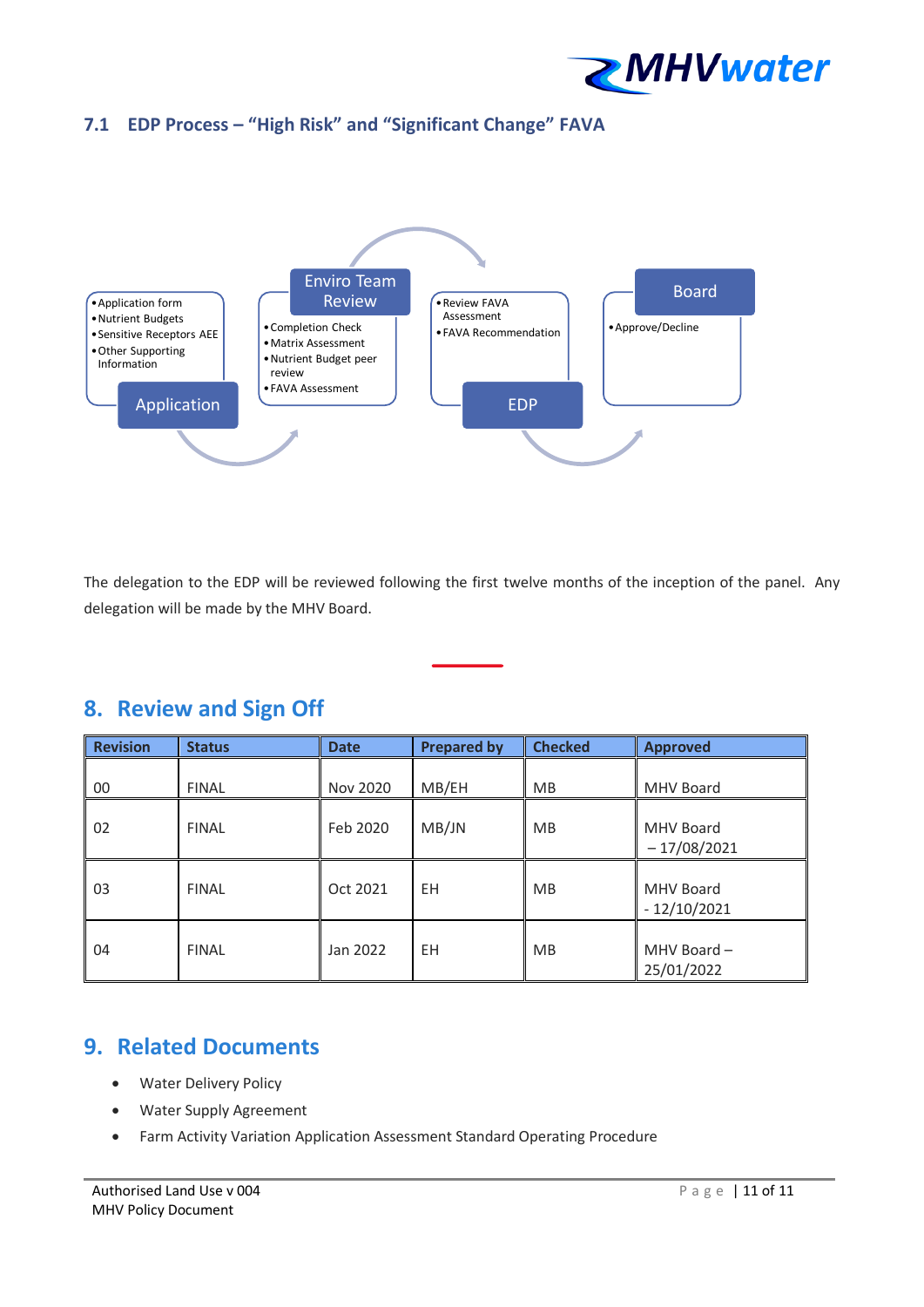### 7.1 EDP Process – "High Risk" and "Significant Change" FAVA

Application
- Application form
- Nutrient Budgets
- Sensitive Receptors AEE
- Other Supporting Information

Enviro Team Review
- Completion Check
- Matrix Assessment
- Nutrient Budget peer review
- FAVA Assessment

EDP
- Review FAVA Assessment
- FAVA Recommendation

Board
- Approve/Decline

The delegation to the EDP will be reviewed following the first twelve months of the inception of the panel. Any delegation will be made by the MHV Board.

## 8. Review and Sign Off

| Revision | Status | Date | Prepared by | Checked | Approved |
|---|---|---|---|---|---|
| 00 | FINAL | Nov 2020 | MB/EH | MB | MHV Board |
| 02 | FINAL | Feb 2020 | MB/JN | MB | MHV Board – 17/08/2021 |
| 03 | FINAL | Oct 2021 | EH | MB | MHV Board - 12/10/2021 |
| 04 | FINAL | Jan 2022 | EH | MB | MHV Board – 25/01/2022 |

## 9. Related Documents

- Water Delivery Policy
- Water Supply Agreement
- Farm Activity Variation Application Assessment Standard Operating Procedure